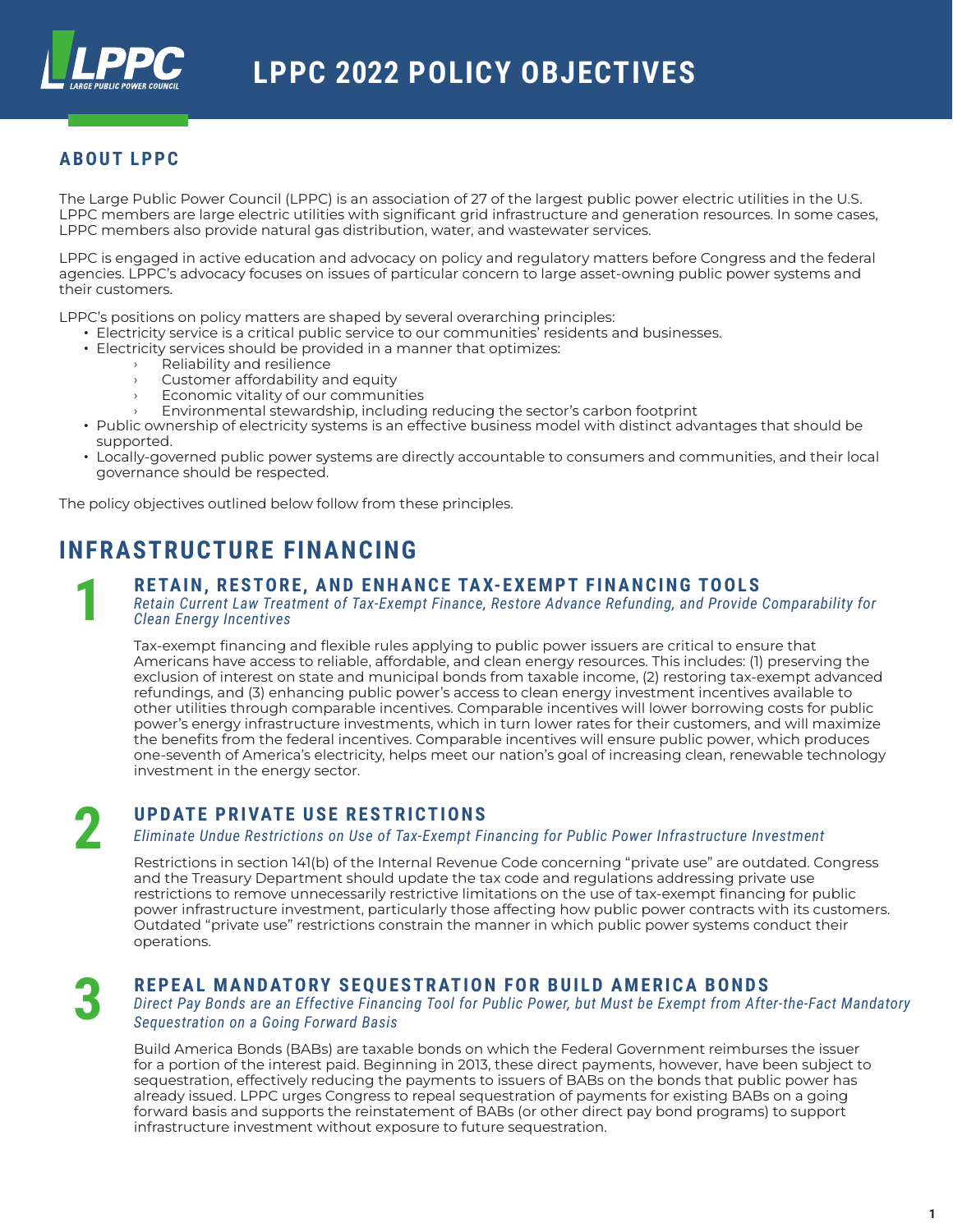# LPPC 2022 POLICY OBJECTIVES

## ABOUT LPPC

The Large Public Power Council (LPPC) is an association of 27 of the largest public power electric utilities in the U.S. LPPC members are large electric utilities with significant grid infrastructure and generation resources. In some cases, LPPC members also provide natural gas distribution, water, and wastewater services.

LPPC is engaged in active education and advocacy on policy and regulatory matters before Congress and the federal agencies. LPPC's advocacy focuses on issues of particular concern to large asset-owning public power systems and their customers.

LPPC's positions on policy matters are shaped by several overarching principles:

- Electricity service is a critical public service to our communities' residents and businesses.
- Electricity services should be provided in a manner that optimizes:
  - Reliability and resilience
  - Customer affordability and equity
  - Economic vitality of our communities
  - Environmental stewardship, including reducing the sector's carbon footprint
- Public ownership of electricity systems is an effective business model with distinct advantages that should be supported.
- Locally-governed public power systems are directly accountable to consumers and communities, and their local governance should be respected.

The policy objectives outlined below follow from these principles.

## INFRASTRUCTURE FINANCING

### 1 RETAIN, RESTORE, AND ENHANCE TAX-EXEMPT FINANCING TOOLS

*Retain Current Law Treatment of Tax-Exempt Finance, Restore Advance Refunding, and Provide Comparability for Clean Energy Incentives*

Tax-exempt financing and flexible rules applying to public power issuers are critical to ensure that Americans have access to reliable, affordable, and clean energy resources. This includes: (1) preserving the exclusion of interest on state and municipal bonds from taxable income, (2) restoring tax-exempt advanced refundings, and (3) enhancing public power's access to clean energy investment incentives available to other utilities through comparable incentives. Comparable incentives will lower borrowing costs for public power's energy infrastructure investments, which in turn lower rates for their customers, and will maximize the benefits from the federal incentives. Comparable incentives will ensure public power, which produces one-seventh of America's electricity, helps meet our nation's goal of increasing clean, renewable technology investment in the energy sector.

### 2 UPDATE PRIVATE USE RESTRICTIONS

*Eliminate Undue Restrictions on Use of Tax-Exempt Financing for Public Power Infrastructure Investment*

Restrictions in section 141(b) of the Internal Revenue Code concerning "private use" are outdated. Congress and the Treasury Department should update the tax code and regulations addressing private use restrictions to remove unnecessarily restrictive limitations on the use of tax-exempt financing for public power infrastructure investment, particularly those affecting how public power contracts with its customers. Outdated "private use" restrictions constrain the manner in which public power systems conduct their operations.

### 3 REPEAL MANDATORY SEQUESTRATION FOR BUILD AMERICA BONDS

*Direct Pay Bonds are an Effective Financing Tool for Public Power, but Must be Exempt from After-the-Fact Mandatory Sequestration on a Going Forward Basis*

Build America Bonds (BABs) are taxable bonds on which the Federal Government reimburses the issuer for a portion of the interest paid. Beginning in 2013, these direct payments, however, have been subject to sequestration, effectively reducing the payments to issuers of BABs on the bonds that public power has already issued. LPPC urges Congress to repeal sequestration of payments for existing BABs on a going forward basis and supports the reinstatement of BABs (or other direct pay bond programs) to support infrastructure investment without exposure to future sequestration.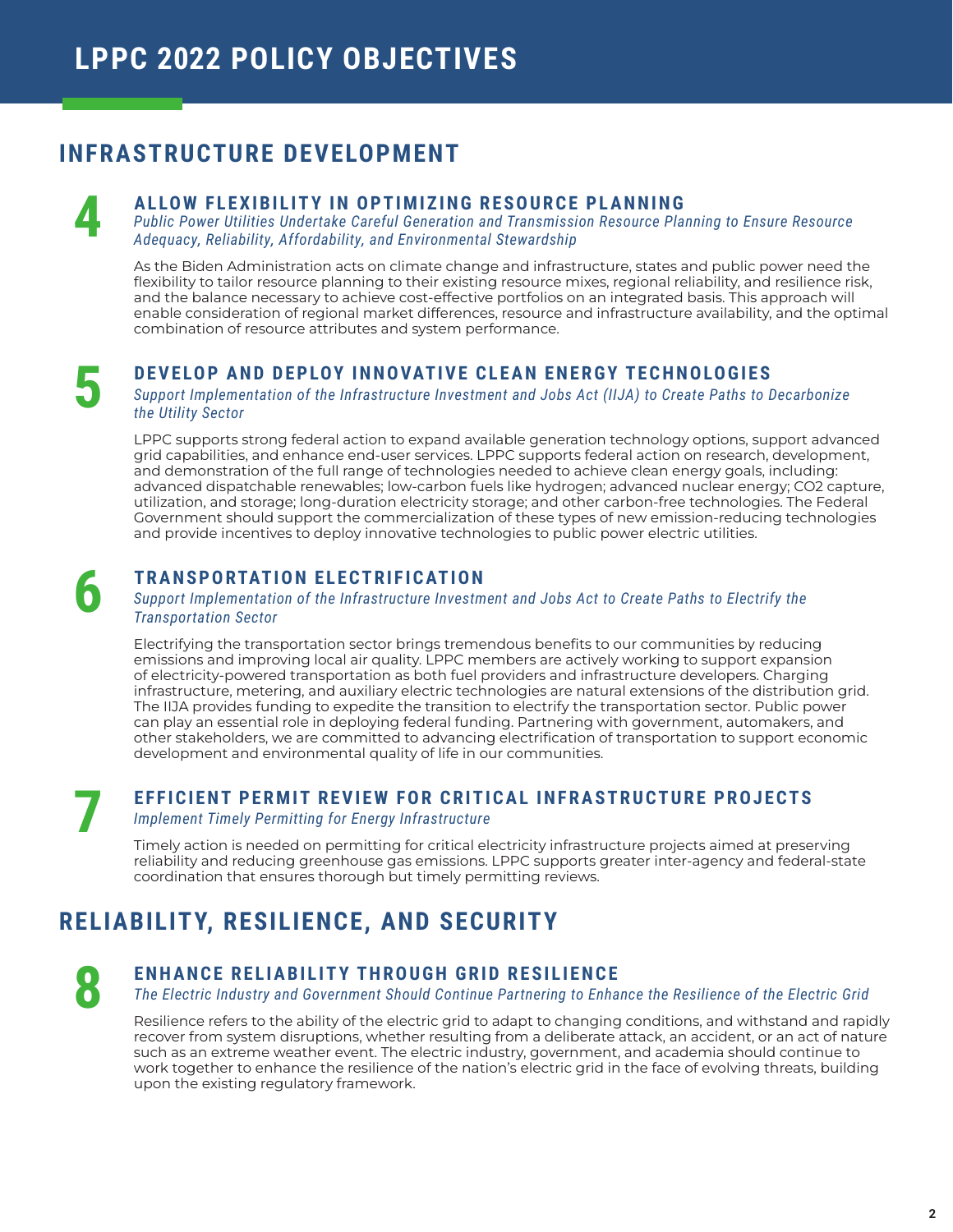# LPPC 2022 POLICY OBJECTIVES

## INFRASTRUCTURE DEVELOPMENT

### 4 ALLOW FLEXIBILITY IN OPTIMIZING RESOURCE PLANNING

*Public Power Utilities Undertake Careful Generation and Transmission Resource Planning to Ensure Resource Adequacy, Reliability, Affordability, and Environmental Stewardship*

As the Biden Administration acts on climate change and infrastructure, states and public power need the flexibility to tailor resource planning to their existing resource mixes, regional reliability, and resilience risk, and the balance necessary to achieve cost-effective portfolios on an integrated basis. This approach will enable consideration of regional market differences, resource and infrastructure availability, and the optimal combination of resource attributes and system performance.

### 5 DEVELOP AND DEPLOY INNOVATIVE CLEAN ENERGY TECHNOLOGIES

*Support Implementation of the Infrastructure Investment and Jobs Act (IIJA) to Create Paths to Decarbonize the Utility Sector*

LPPC supports strong federal action to expand available generation technology options, support advanced grid capabilities, and enhance end-user services. LPPC supports federal action on research, development, and demonstration of the full range of technologies needed to achieve clean energy goals, including: advanced dispatchable renewables; low-carbon fuels like hydrogen; advanced nuclear energy; $CO_2$ capture, utilization, and storage; long-duration electricity storage; and other carbon-free technologies. The Federal Government should support the commercialization of these types of new emission-reducing technologies and provide incentives to deploy innovative technologies to public power electric utilities.

### 6 TRANSPORTATION ELECTRIFICATION

*Support Implementation of the Infrastructure Investment and Jobs Act to Create Paths to Electrify the Transportation Sector*

Electrifying the transportation sector brings tremendous benefits to our communities by reducing emissions and improving local air quality. LPPC members are actively working to support expansion of electricity-powered transportation as both fuel providers and infrastructure developers. Charging infrastructure, metering, and auxiliary electric technologies are natural extensions of the distribution grid. The IIJA provides funding to expedite the transition to electrify the transportation sector. Public power can play an essential role in deploying federal funding. Partnering with government, automakers, and other stakeholders, we are committed to advancing electrification of transportation to support economic development and environmental quality of life in our communities.

### 7 EFFICIENT PERMIT REVIEW FOR CRITICAL INFRASTRUCTURE PROJECTS

*Implement Timely Permitting for Energy Infrastructure*

Timely action is needed on permitting for critical electricity infrastructure projects aimed at preserving reliability and reducing greenhouse gas emissions. LPPC supports greater inter-agency and federal-state coordination that ensures thorough but timely permitting reviews.

## RELIABILITY, RESILIENCE, AND SECURITY

### 8 ENHANCE RELIABILITY THROUGH GRID RESILIENCE

*The Electric Industry and Government Should Continue Partnering to Enhance the Resilience of the Electric Grid*

Resilience refers to the ability of the electric grid to adapt to changing conditions, and withstand and rapidly recover from system disruptions, whether resulting from a deliberate attack, an accident, or an act of nature such as an extreme weather event. The electric industry, government, and academia should continue to work together to enhance the resilience of the nation's electric grid in the face of evolving threats, building upon the existing regulatory framework.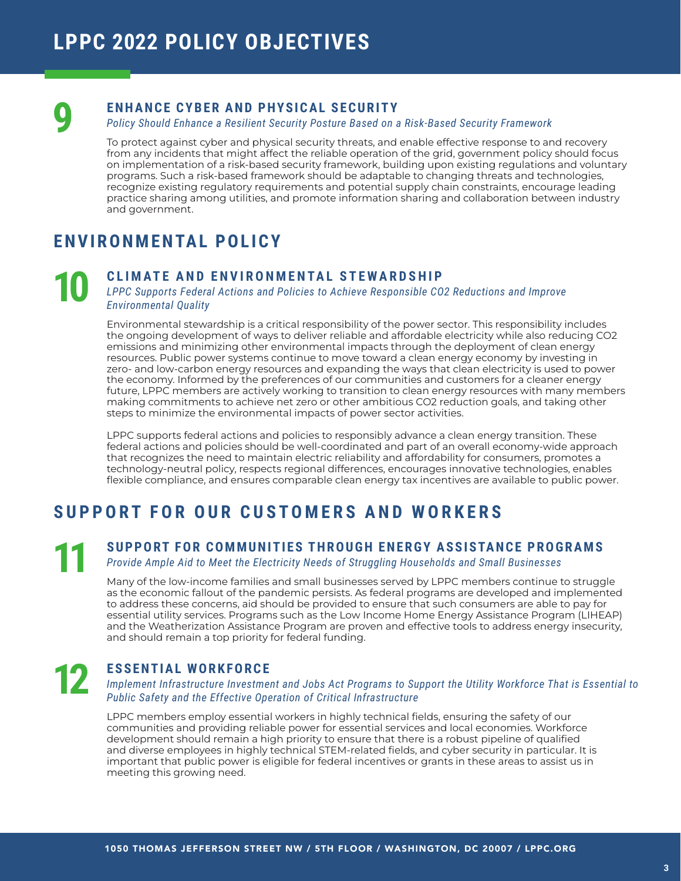# LPPC 2022 POLICY OBJECTIVES

### 9 ENHANCE CYBER AND PHYSICAL SECURITY

*Policy Should Enhance a Resilient Security Posture Based on a Risk-Based Security Framework*

To protect against cyber and physical security threats, and enable effective response to and recovery from any incidents that might affect the reliable operation of the grid, government policy should focus on implementation of a risk-based security framework, building upon existing regulations and voluntary programs. Such a risk-based framework should be adaptable to changing threats and technologies, recognize existing regulatory requirements and potential supply chain constraints, encourage leading practice sharing among utilities, and promote information sharing and collaboration between industry and government.

## ENVIRONMENTAL POLICY

### 10 CLIMATE AND ENVIRONMENTAL STEWARDSHIP

*LPPC Supports Federal Actions and Policies to Achieve Responsible CO2 Reductions and Improve Environmental Quality*

Environmental stewardship is a critical responsibility of the power sector. This responsibility includes the ongoing development of ways to deliver reliable and affordable electricity while also reducing CO2 emissions and minimizing other environmental impacts through the deployment of clean energy resources. Public power systems continue to move toward a clean energy economy by investing in zero- and low-carbon energy resources and expanding the ways that clean electricity is used to power the economy. Informed by the preferences of our communities and customers for a cleaner energy future, LPPC members are actively working to transition to clean energy resources with many members making commitments to achieve net zero or other ambitious CO2 reduction goals, and taking other steps to minimize the environmental impacts of power sector activities.

LPPC supports federal actions and policies to responsibly advance a clean energy transition. These federal actions and policies should be well-coordinated and part of an overall economy-wide approach that recognizes the need to maintain electric reliability and affordability for consumers, promotes a technology-neutral policy, respects regional differences, encourages innovative technologies, enables flexible compliance, and ensures comparable clean energy tax incentives are available to public power.

## SUPPORT FOR OUR CUSTOMERS AND WORKERS

### 11 SUPPORT FOR COMMUNITIES THROUGH ENERGY ASSISTANCE PROGRAMS

*Provide Ample Aid to Meet the Electricity Needs of Struggling Households and Small Businesses*

Many of the low-income families and small businesses served by LPPC members continue to struggle as the economic fallout of the pandemic persists. As federal programs are developed and implemented to address these concerns, aid should be provided to ensure that such consumers are able to pay for essential utility services. Programs such as the Low Income Home Energy Assistance Program (LIHEAP) and the Weatherization Assistance Program are proven and effective tools to address energy insecurity, and should remain a top priority for federal funding.

### 12 ESSENTIAL WORKFORCE

*Implement Infrastructure Investment and Jobs Act Programs to Support the Utility Workforce That is Essential to Public Safety and the Effective Operation of Critical Infrastructure*

LPPC members employ essential workers in highly technical fields, ensuring the safety of our communities and providing reliable power for essential services and local economies. Workforce development should remain a high priority to ensure that there is a robust pipeline of qualified and diverse employees in highly technical STEM-related fields, and cyber security in particular. It is important that public power is eligible for federal incentives or grants in these areas to assist us in meeting this growing need.

1050 THOMAS JEFFERSON STREET NW / 5TH FLOOR / WASHINGTON, DC 20007 / LPPC.ORG